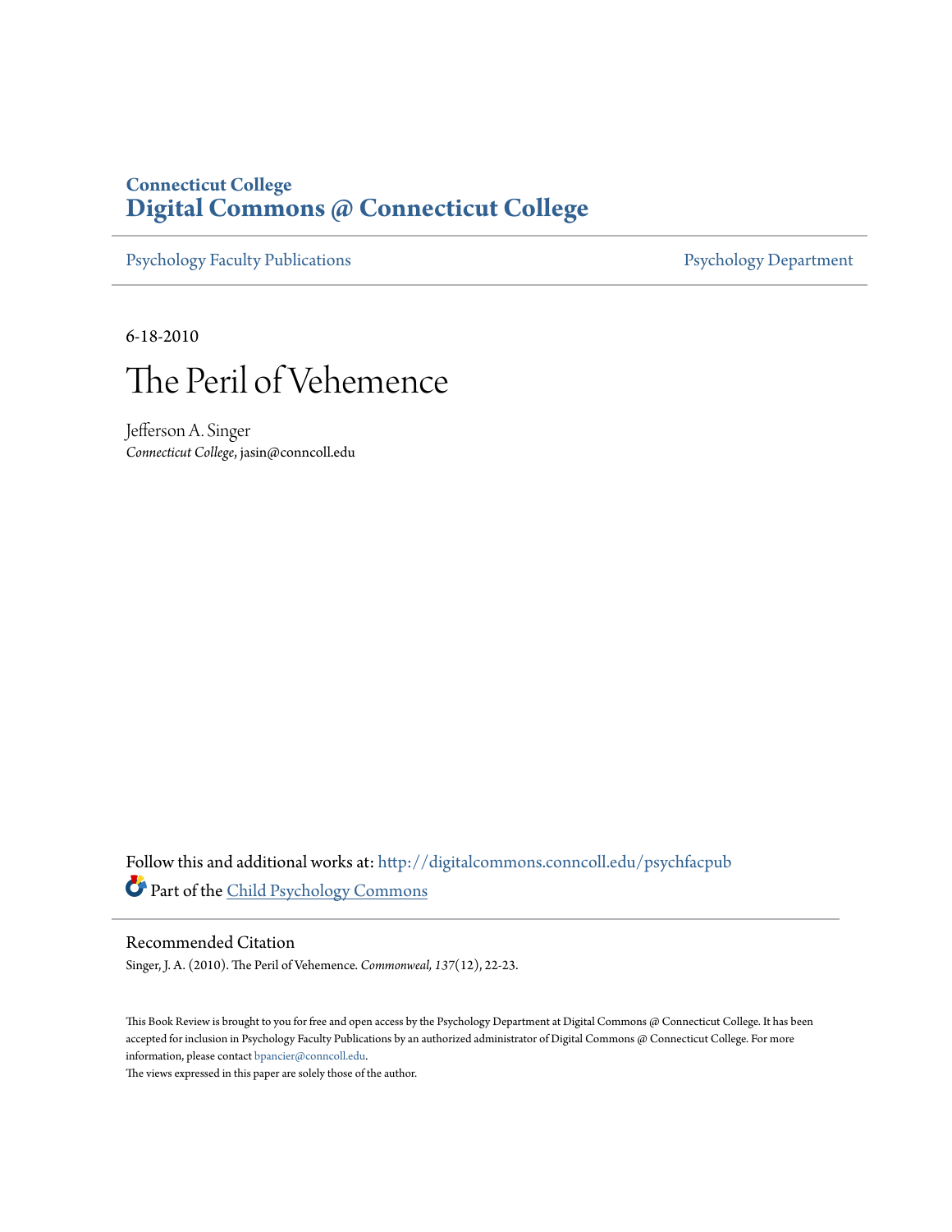Connecticut College
# Digital Commons @ Connecticut College

Psychology Faculty Publications | Psychology Department

6-18-2010

# The Peril of Vehemence

Jefferson A. Singer
*Connecticut College*, jasin@conncoll.edu

Follow this and additional works at: http://digitalcommons.conncoll.edu/psychfacpub

Part of the Child Psychology Commons

## Recommended Citation

Singer, J. A. (2010). The Peril of Vehemence. *Commonweal, 137*(12), 22-23.

This Book Review is brought to you for free and open access by the Psychology Department at Digital Commons @ Connecticut College. It has been accepted for inclusion in Psychology Faculty Publications by an authorized administrator of Digital Commons @ Connecticut College. For more information, please contact bpancier@conncoll.edu.
The views expressed in this paper are solely those of the author.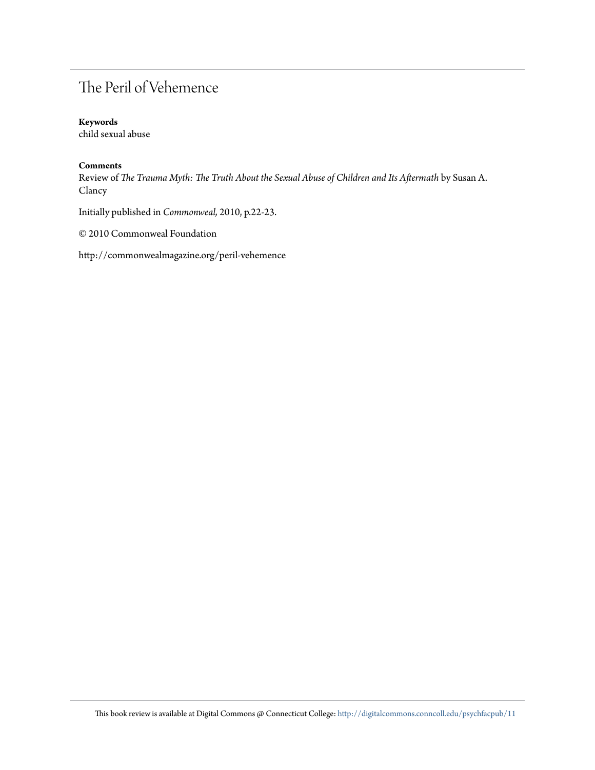# The Peril of Vehemence

**Keywords**
child sexual abuse

**Comments**
Review of *The Trauma Myth: The Truth About the Sexual Abuse of Children and Its Aftermath* by Susan A. Clancy

Initially published in *Commonweal,* 2010, p.22-23.

© 2010 Commonweal Foundation

http://commonwealmagazine.org/peril-vehemence

This book review is available at Digital Commons @ Connecticut College: http://digitalcommons.conncoll.edu/psychfacpub/11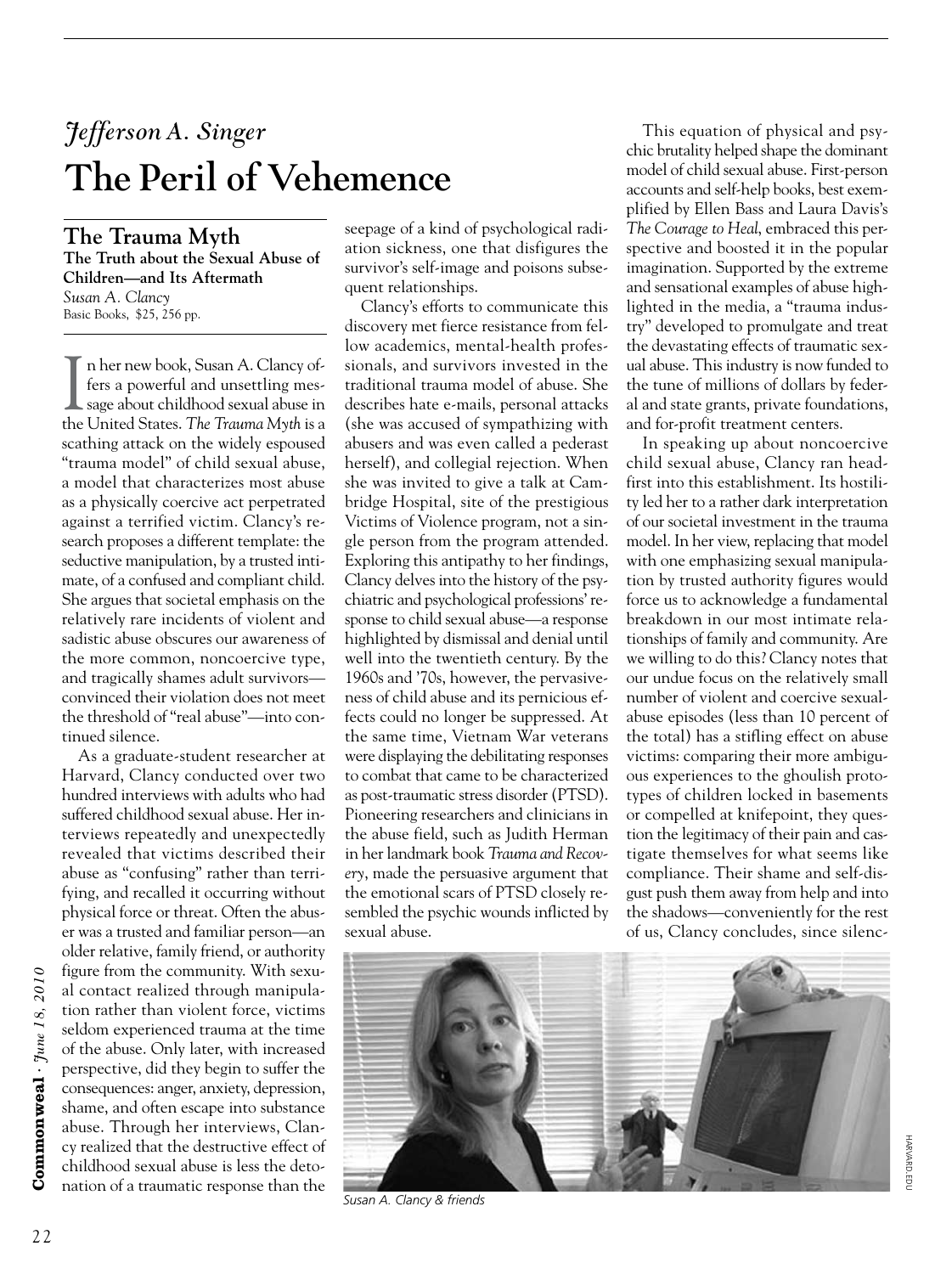# *Jefferson A. Singer*
# The Peril of Vehemence

## The Trauma Myth

**The Truth about the Sexual Abuse of Children—and Its Aftermath**
*Susan A. Clancy*
Basic Books, $25, 256 pp.

In her new book, Susan A. Clancy offers a powerful and unsettling message about childhood sexual abuse in the United States. *The Trauma Myth* is a scathing attack on the widely espoused "trauma model" of child sexual abuse, a model that characterizes most abuse as a physically coercive act perpetrated against a terrified victim. Clancy's research proposes a different template: the seductive manipulation, by a trusted intimate, of a confused and compliant child. She argues that societal emphasis on the relatively rare incidents of violent and sadistic abuse obscures our awareness of the more common, noncoercive type, and tragically shames adult survivors—convinced their violation does not meet the threshold of "real abuse"—into continued silence.

As a graduate-student researcher at Harvard, Clancy conducted over two hundred interviews with adults who had suffered childhood sexual abuse. Her interviews repeatedly and unexpectedly revealed that victims described their abuse as "confusing" rather than terrifying, and recalled it occurring without physical force or threat. Often the abuser was a trusted and familiar person—an older relative, family friend, or authority figure from the community. With sexual contact realized through manipulation rather than violent force, victims seldom experienced trauma at the time of the abuse. Only later, with increased perspective, did they begin to suffer the consequences: anger, anxiety, depression, shame, and often escape into substance abuse. Through her interviews, Clancy realized that the destructive effect of childhood sexual abuse is less the detonation of a traumatic response than the seepage of a kind of psychological radiation sickness, one that disfigures the survivor's self-image and poisons subsequent relationships.

Clancy's efforts to communicate this discovery met fierce resistance from fellow academics, mental-health professionals, and survivors invested in the traditional trauma model of abuse. She describes hate e-mails, personal attacks (she was accused of sympathizing with abusers and was even called a pederast herself), and collegial rejection. When she was invited to give a talk at Cambridge Hospital, site of the prestigious Victims of Violence program, not a single person from the program attended. Exploring this antipathy to her findings, Clancy delves into the history of the psychiatric and psychological professions' response to child sexual abuse—a response highlighted by dismissal and denial until well into the twentieth century. By the 1960s and '70s, however, the pervasiveness of child abuse and its pernicious effects could no longer be suppressed. At the same time, Vietnam War veterans were displaying the debilitating responses to combat that came to be characterized as post-traumatic stress disorder (PTSD). Pioneering researchers and clinicians in the abuse field, such as Judith Herman in her landmark book *Trauma and Recovery*, made the persuasive argument that the emotional scars of PTSD closely resembled the psychic wounds inflicted by sexual abuse.

This equation of physical and psychic brutality helped shape the dominant model of child sexual abuse. First-person accounts and self-help books, best exemplified by Ellen Bass and Laura Davis's *The Courage to Heal*, embraced this perspective and boosted it in the popular imagination. Supported by the extreme and sensational examples of abuse highlighted in the media, a "trauma industry" developed to promulgate and treat the devastating effects of traumatic sexual abuse. This industry is now funded to the tune of millions of dollars by federal and state grants, private foundations, and for-profit treatment centers.

In speaking up about noncoercive child sexual abuse, Clancy ran headfirst into this establishment. Its hostility led her to a rather dark interpretation of our societal investment in the trauma model. In her view, replacing that model with one emphasizing sexual manipulation by trusted authority figures would force us to acknowledge a fundamental breakdown in our most intimate relationships of family and community. Are we willing to do this? Clancy notes that our undue focus on the relatively small number of violent and coercive sexual-abuse episodes (less than 10 percent of the total) has a stifling effect on abuse victims: comparing their more ambiguous experiences to the ghoulish prototypes of children locked in basements or compelled at knifepoint, they question the legitimacy of their pain and castigate themselves for what seems like compliance. Their shame and self-disgust push them away from help and into the shadows—conveniently for the rest of us, Clancy concludes, since silenc-

*Susan A. Clancy & friends*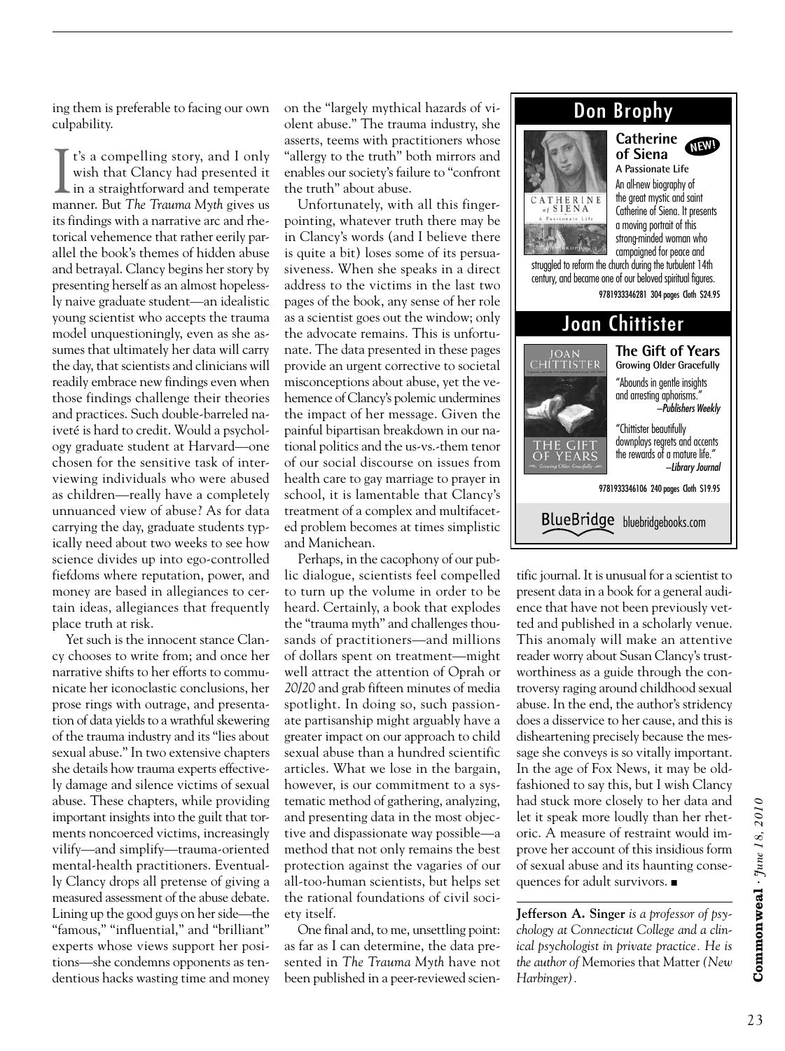ing them is preferable to facing our own culpability.

It's a compelling story, and I only wish that Clancy had presented it in a straightforward and temperate manner. But *The Trauma Myth* gives us its findings with a narrative arc and rhetorical vehemence that rather eerily parallel the book's themes of hidden abuse and betrayal. Clancy begins her story by presenting herself as an almost hopelessly naive graduate student—an idealistic young scientist who accepts the trauma model unquestioningly, even as she assumes that ultimately her data will carry the day, that scientists and clinicians will readily embrace new findings even when those findings challenge their theories and practices. Such double-barreled naiveté is hard to credit. Would a psychology graduate student at Harvard—one chosen for the sensitive task of interviewing individuals who were abused as children—really have a completely unnuanced view of abuse? As for data carrying the day, graduate students typically need about two weeks to see how science divides up into ego-controlled fiefdoms where reputation, power, and money are based in allegiances to certain ideas, allegiances that frequently place truth at risk.

Yet such is the innocent stance Clancy chooses to write from; and once her narrative shifts to her efforts to communicate her iconoclastic conclusions, her prose rings with outrage, and presentation of data yields to a wrathful skewering of the trauma industry and its "lies about sexual abuse." In two extensive chapters she details how trauma experts effectively damage and silence victims of sexual abuse. These chapters, while providing important insights into the guilt that torments noncoerced victims, increasingly vilify—and simplify—trauma-oriented mental-health practitioners. Eventually Clancy drops all pretense of giving a measured assessment of the abuse debate. Lining up the good guys on her side—the "famous," "influential," and "brilliant" experts whose views support her positions—she condemns opponents as tendentious hacks wasting time and money on the "largely mythical hazards of violent abuse." The trauma industry, she asserts, teems with practitioners whose "allergy to the truth" both mirrors and enables our society's failure to "confront the truth" about abuse.

Unfortunately, with all this finger-pointing, whatever truth there may be in Clancy's words (and I believe there is quite a bit) loses some of its persuasiveness. When she speaks in a direct address to the victims in the last two pages of the book, any sense of her role as a scientist goes out the window; only the advocate remains. This is unfortunate. The data presented in these pages provide an urgent corrective to societal misconceptions about abuse, yet the vehemence of Clancy's polemic undermines the impact of her message. Given the painful bipartisan breakdown in our national politics and the us-vs.-them tenor of our social discourse on issues from health care to gay marriage to prayer in school, it is lamentable that Clancy's treatment of a complex and multifaceted problem becomes at times simplistic and Manichean.

Perhaps, in the cacophony of our public dialogue, scientists feel compelled to turn up the volume in order to be heard. Certainly, a book that explodes the "trauma myth" and challenges thousands of practitioners—and millions of dollars spent on treatment—might well attract the attention of Oprah or *20/20* and grab fifteen minutes of media spotlight. In doing so, such passionate partisanship might arguably have a greater impact on our approach to child sexual abuse than a hundred scientific articles. What we lose in the bargain, however, is our commitment to a systematic method of gathering, analyzing, and presenting data in the most objective and dispassionate way possible—a method that not only remains the best protection against the vagaries of our all-too-human scientists, but helps set the rational foundations of civil society itself.

One final and, to me, unsettling point: as far as I can determine, the data presented in *The Trauma Myth* have not been published in a peer-reviewed scientific journal. It is unusual for a scientist to present data in a book for a general audience that have not been previously vetted and published in a scholarly venue. This anomaly will make an attentive reader worry about Susan Clancy's trustworthiness as a guide through the controversy raging around childhood sexual abuse. In the end, the author's stridency does a disservice to her cause, and this is disheartening precisely because the message she conveys is so vitally important. In the age of Fox News, it may be old-fashioned to say this, but I wish Clancy had stuck more closely to her data and let it speak more loudly than her rhetoric. A measure of restraint would improve her account of this insidious form of sexual abuse and its haunting consequences for adult survivors. ■

---

**Jefferson A. Singer** *is a professor of psychology at Connecticut College and a clinical psychologist in private practice. He is the author of* Memories that Matter *(New Harbinger).*

---

## Don Brophy

**Catherine of Siena** NEW!
A Passionate Life

An all-new biography of the great mystic and saint Catherine of Siena. It presents a moving portrait of this strong-minded woman who campaigned for peace and struggled to reform the church during the turbulent 14th century, and became one of our beloved spiritual figures.

9781933346281 304 pages Cloth $24.95

## Joan Chittister

**The Gift of Years**
Growing Older Gracefully

"Abounds in gentle insights and arresting aphorisms."
—*Publishers Weekly*

"Chittister beautifully downplays regrets and accents the rewards of a mature life."
—*Library Journal*

9781933346106 240 pages Cloth $19.95

BlueBridge bluebridgebooks.com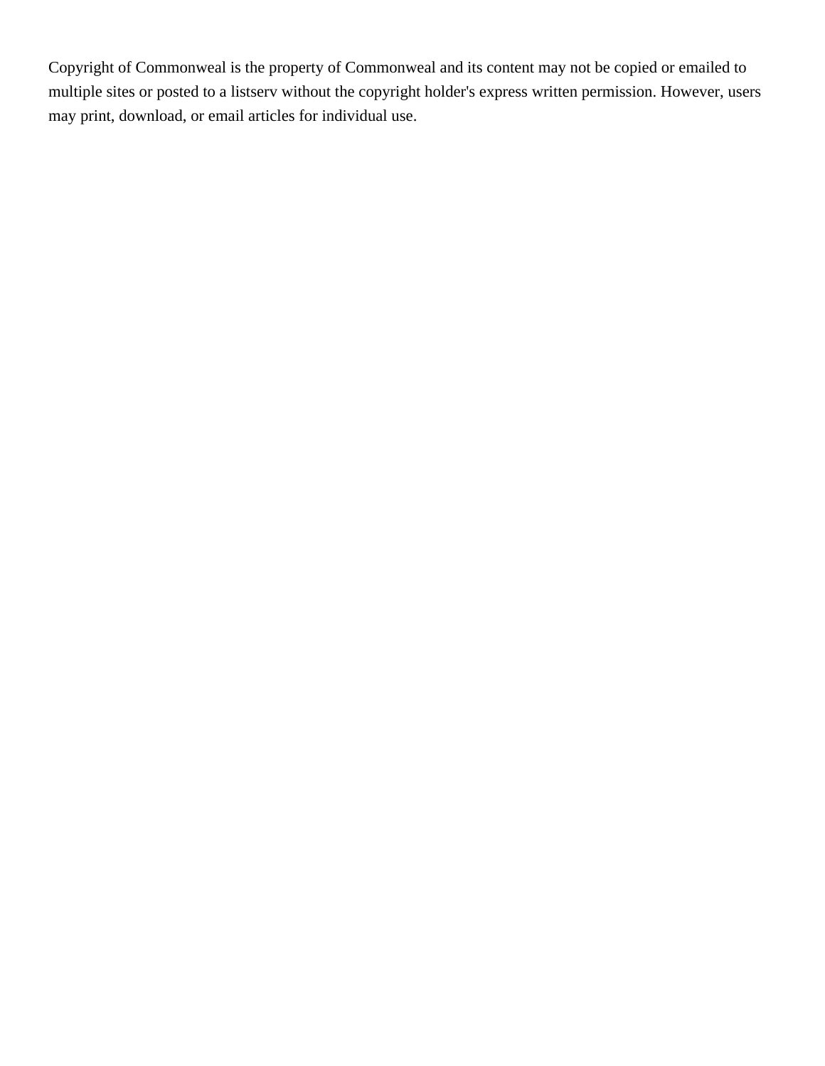Copyright of Commonweal is the property of Commonweal and its content may not be copied or emailed to multiple sites or posted to a listserv without the copyright holder's express written permission. However, users may print, download, or email articles for individual use.